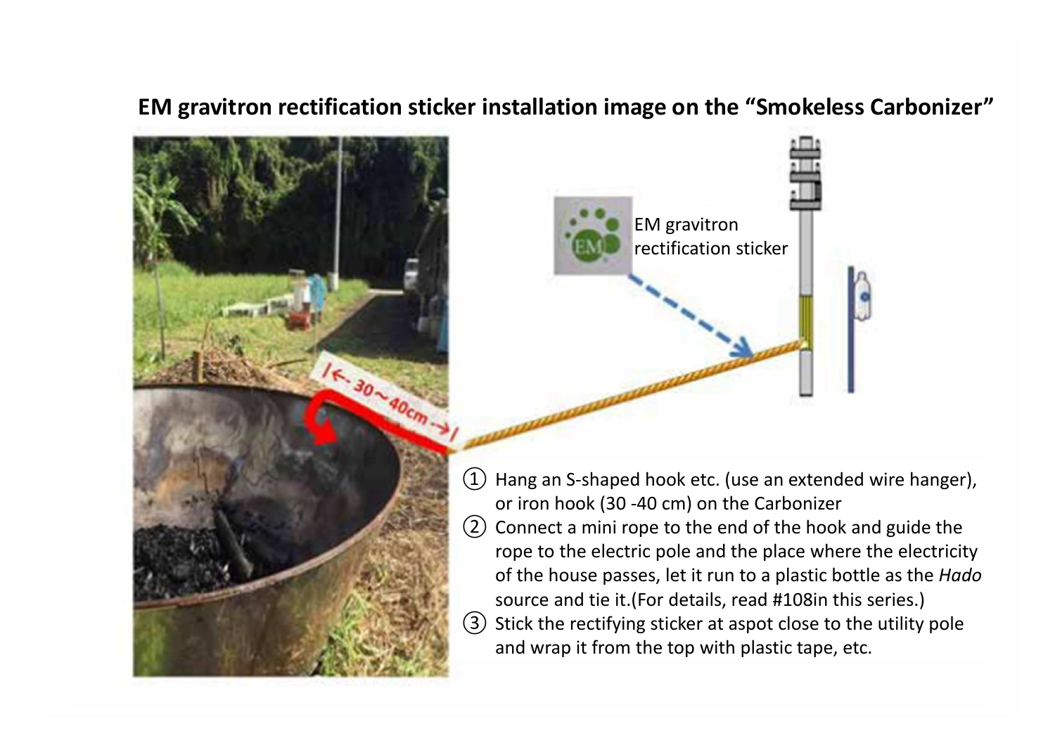**EM gravitron rectification sticker installation image on the "Smokeless Carbonizer"**

EM gravitron rectification sticker

|← 30～40cm →|

① Hang an S-shaped hook etc. (use an extended wire hanger), or iron hook (30 -40 cm) on the Carbonizer

② Connect a mini rope to the end of the hook and guide the rope to the electric pole and the place where the electricity of the house passes, let it run to a plastic bottle as the *Hado* source and tie it.(For details, read #108in this series.)

③ Stick the rectifying sticker at aspot close to the utility pole and wrap it from the top with plastic tape, etc.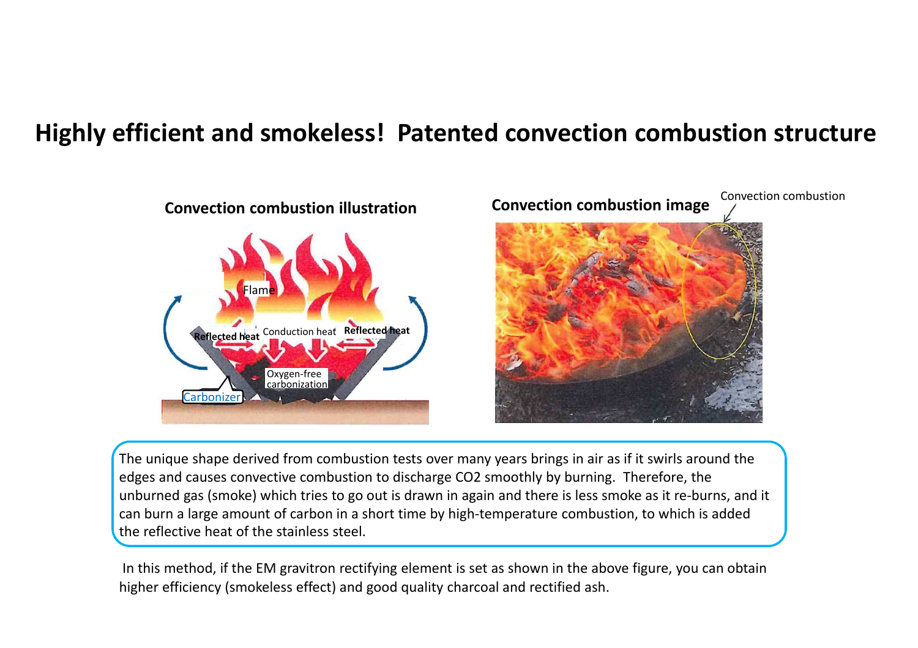# Highly efficient and smokeless! Patented convection combustion structure

**Convection combustion illustration**

Flame

Reflected heat Conduction heat Reflected heat

Oxygen-free carbonization

Carbonizer

**Convection combustion image**

Convection combustion

The unique shape derived from combustion tests over many years brings in air as if it swirls around the edges and causes convective combustion to discharge $CO_2$ smoothly by burning. Therefore, the unburned gas (smoke) which tries to go out is drawn in again and there is less smoke as it re-burns, and it can burn a large amount of carbon in a short time by high-temperature combustion, to which is added the reflective heat of the stainless steel.

In this method, if the EM gravitron rectifying element is set as shown in the above figure, you can obtain higher efficiency (smokeless effect) and good quality charcoal and rectified ash.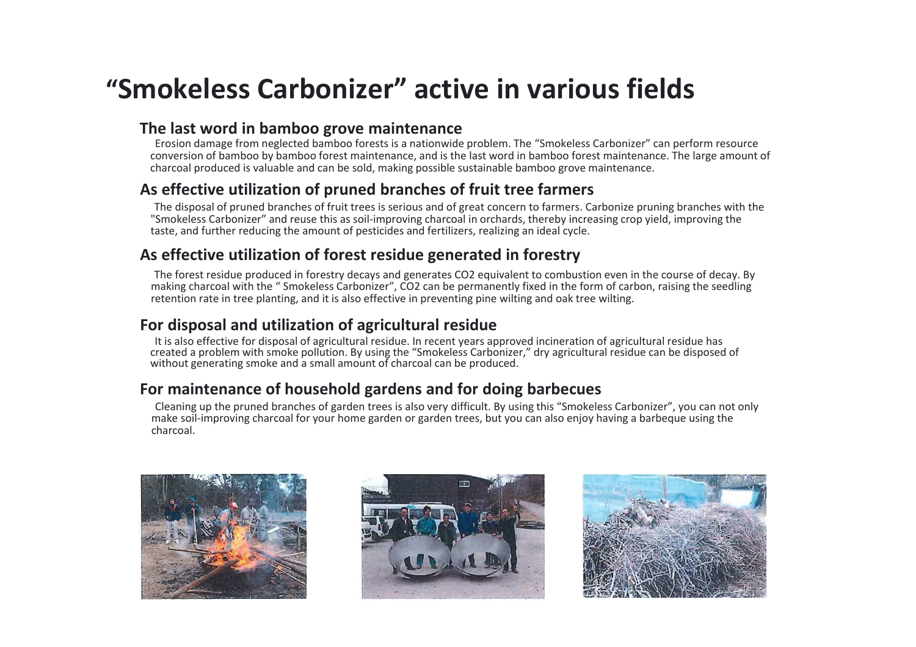# "Smokeless Carbonizer" active in various fields

## The last word in bamboo grove maintenance

Erosion damage from neglected bamboo forests is a nationwide problem. The "Smokeless Carbonizer" can perform resource conversion of bamboo by bamboo forest maintenance, and is the last word in bamboo forest maintenance. The large amount of charcoal produced is valuable and can be sold, making possible sustainable bamboo grove maintenance.

## As effective utilization of pruned branches of fruit tree farmers

The disposal of pruned branches of fruit trees is serious and of great concern to farmers. Carbonize pruning branches with the "Smokeless Carbonizer" and reuse this as soil-improving charcoal in orchards, thereby increasing crop yield, improving the taste, and further reducing the amount of pesticides and fertilizers, realizing an ideal cycle.

## As effective utilization of forest residue generated in forestry

The forest residue produced in forestry decays and generates $CO_2$ equivalent to combustion even in the course of decay. By making charcoal with the " Smokeless Carbonizer", $CO_2$ can be permanently fixed in the form of carbon, raising the seedling retention rate in tree planting, and it is also effective in preventing pine wilting and oak tree wilting.

## For disposal and utilization of agricultural residue

It is also effective for disposal of agricultural residue. In recent years approved incineration of agricultural residue has created a problem with smoke pollution. By using the "Smokeless Carbonizer," dry agricultural residue can be disposed of without generating smoke and a small amount of charcoal can be produced.

## For maintenance of household gardens and for doing barbecues

Cleaning up the pruned branches of garden trees is also very difficult. By using this "Smokeless Carbonizer", you can not only make soil-improving charcoal for your home garden or garden trees, but you can also enjoy having a barbeque using the charcoal.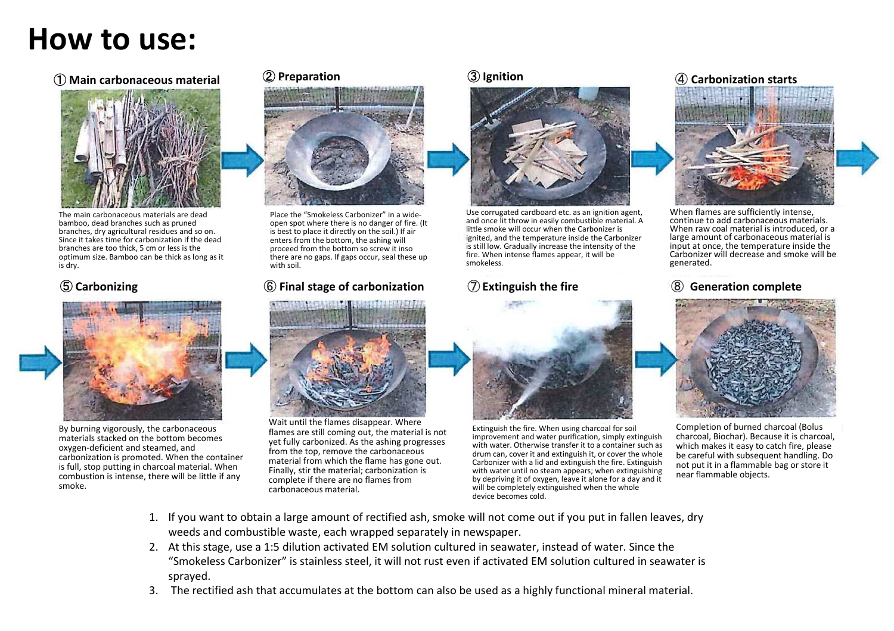# How to use:

### ① Main carbonaceous material

The main carbonaceous materials are dead bamboo, dead branches such as pruned branches, dry agricultural residues and so on. Since it takes time for carbonization if the dead branches are too thick, 5 cm or less is the optimum size. Bamboo can be thick as long as it is dry.

### ② Preparation

Place the "Smokeless Carbonizer" in a wide-open spot where there is no danger of fire. (It is best to place it directly on the soil.) If air enters from the bottom, the ashing will proceed from the bottom so screw it inso there are no gaps. If gaps occur, seal these up with soil.

### ③ Ignition

Use corrugated cardboard etc. as an ignition agent, and once lit throw in easily combustible material. A little smoke will occur when the Carbonizer is ignited, and the temperature inside the Carbonizer is still low. Gradually increase the intensity of the fire. When intense flames appear, it will be smokeless.

### ④ Carbonization starts

When flames are sufficiently intense, continue to add carbonaceous materials. When raw coal material is introduced, or a large amount of carbonaceous material is input at once, the temperature inside the Carbonizer will decrease and smoke will be generated.

### ⑤ Carbonizing

By burning vigorously, the carbonaceous materials stacked on the bottom becomes oxygen-deficient and steamed, and carbonization is promoted. When the container is full, stop putting in charcoal material. When combustion is intense, there will be little if any smoke.

### ⑥ Final stage of carbonization

Wait until the flames disappear. Where flames are still coming out, the material is not yet fully carbonized. As the ashing progresses from the top, remove the carbonaceous material from which the flame has gone out. Finally, stir the material; carbonization is complete if there are no flames from carbonaceous material.

### ⑦ Extinguish the fire

Extinguish the fire. When using charcoal for soil improvement and water purification, simply extinguish with water. Otherwise transfer it to a container such as drum can, cover it and extinguish it, or cover the whole Carbonizer with a lid and extinguish the fire. Extinguish with water until no steam appears; when extinguishing by depriving it of oxygen, leave it alone for a day and it will be completely extinguished when the whole device becomes cold.

### ⑧ Generation complete

Completion of burned charcoal (Bolus charcoal, Biochar). Because it is charcoal, which makes it easy to catch fire, please be careful with subsequent handling. Do not put it in a flammable bag or store it near flammable objects.

1. If you want to obtain a large amount of rectified ash, smoke will not come out if you put in fallen leaves, dry weeds and combustible waste, each wrapped separately in newspaper.
2. At this stage, use a 1:5 dilution activated EM solution cultured in seawater, instead of water. Since the "Smokeless Carbonizer" is stainless steel, it will not rust even if activated EM solution cultured in seawater is sprayed.
3. The rectified ash that accumulates at the bottom can also be used as a highly functional mineral material.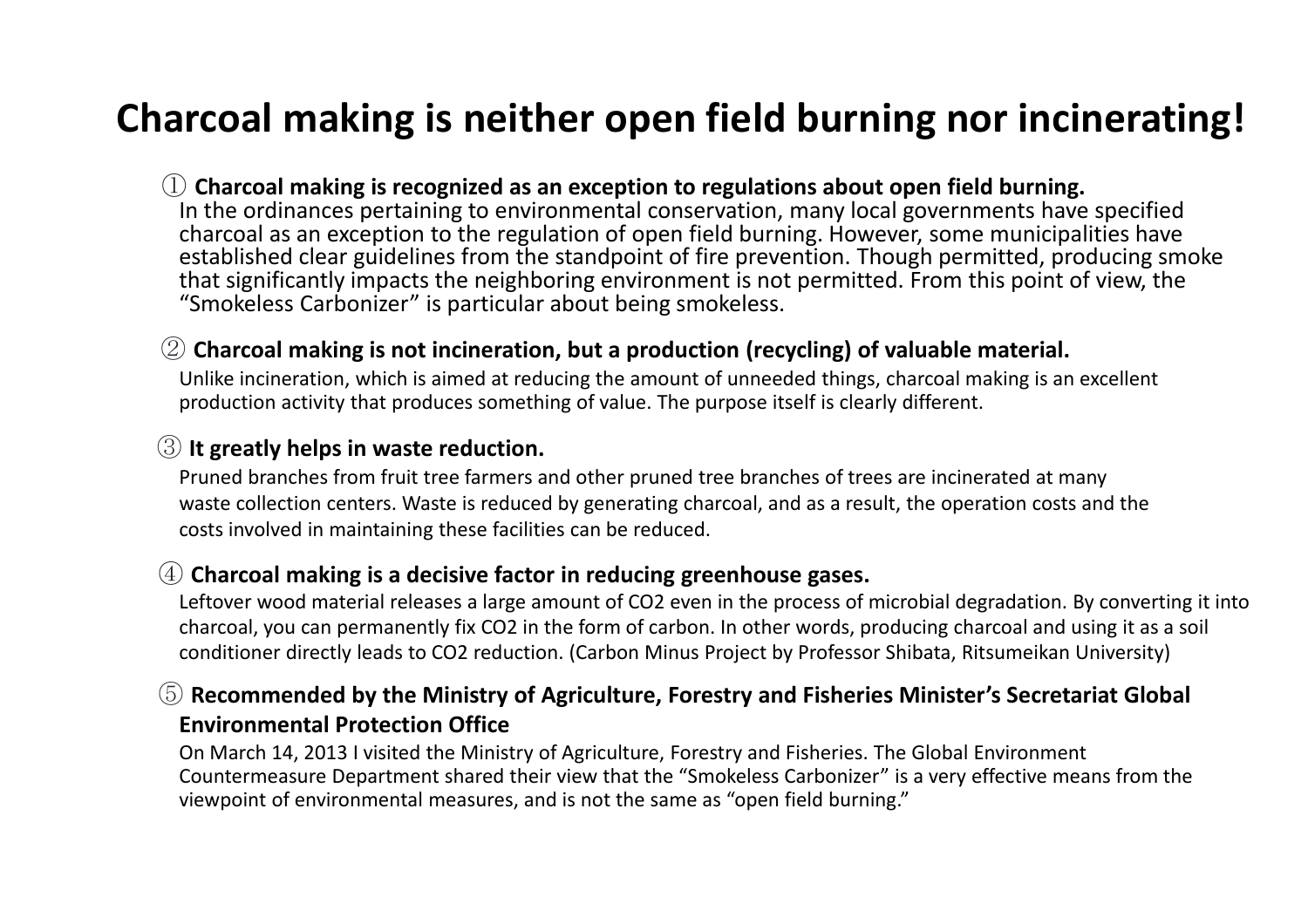# Charcoal making is neither open field burning nor incinerating!

① **Charcoal making is recognized as an exception to regulations about open field burning.**
In the ordinances pertaining to environmental conservation, many local governments have specified charcoal as an exception to the regulation of open field burning. However, some municipalities have established clear guidelines from the standpoint of fire prevention. Though permitted, producing smoke that significantly impacts the neighboring environment is not permitted. From this point of view, the "Smokeless Carbonizer" is particular about being smokeless.

② **Charcoal making is not incineration, but a production (recycling) of valuable material.**
Unlike incineration, which is aimed at reducing the amount of unneeded things, charcoal making is an excellent production activity that produces something of value. The purpose itself is clearly different.

③ **It greatly helps in waste reduction.**
Pruned branches from fruit tree farmers and other pruned tree branches of trees are incinerated at many waste collection centers. Waste is reduced by generating charcoal, and as a result, the operation costs and the costs involved in maintaining these facilities can be reduced.

④ **Charcoal making is a decisive factor in reducing greenhouse gases.**
Leftover wood material releases a large amount of $CO_2$ even in the process of microbial degradation. By converting it into charcoal, you can permanently fix $CO_2$ in the form of carbon. In other words, producing charcoal and using it as a soil conditioner directly leads to $CO_2$ reduction. (Carbon Minus Project by Professor Shibata, Ritsumeikan University)

⑤ **Recommended by the Ministry of Agriculture, Forestry and Fisheries Minister's Secretariat Global Environmental Protection Office**
On March 14, 2013 I visited the Ministry of Agriculture, Forestry and Fisheries. The Global Environment Countermeasure Department shared their view that the "Smokeless Carbonizer" is a very effective means from the viewpoint of environmental measures, and is not the same as "open field burning."